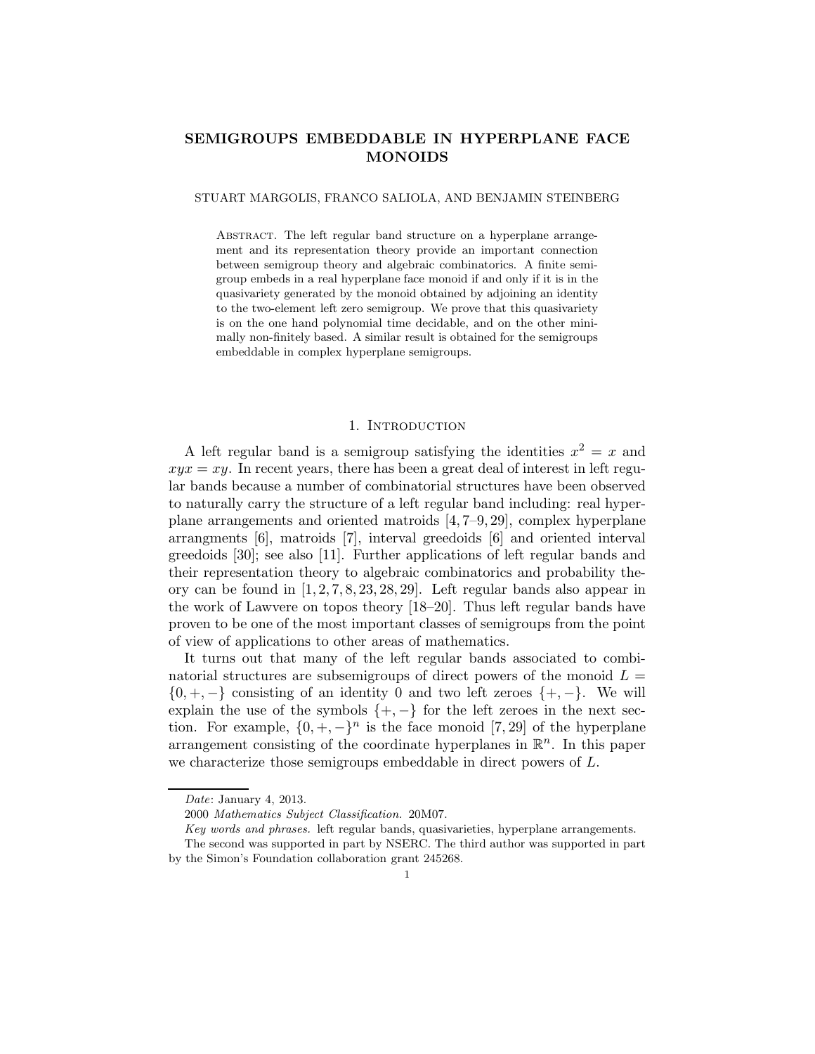# SEMIGROUPS EMBEDDABLE IN HYPERPLANE FACE MONOIDS

STUART MARGOLIS, FRANCO SALIOLA, AND BENJAMIN STEINBERG

Abstract. The left regular band structure on a hyperplane arrangement and its representation theory provide an important connection between semigroup theory and algebraic combinatorics. A finite semigroup embeds in a real hyperplane face monoid if and only if it is in the quasivariety generated by the monoid obtained by adjoining an identity to the two-element left zero semigroup. We prove that this quasivariety is on the one hand polynomial time decidable, and on the other minimally non-finitely based. A similar result is obtained for the semigroups embeddable in complex hyperplane semigroups.

## 1. Introduction

A left regular band is a semigroup satisfying the identities $x^2 = x$ and $xyx = xy$. In recent years, there has been a great deal of interest in left regular bands because a number of combinatorial structures have been observed to naturally carry the structure of a left regular band including: real hyperplane arrangements and oriented matroids [4, 7–9, 29], complex hyperplane arrangments [6], matroids [7], interval greedoids [6] and oriented interval greedoids [30]; see also [11]. Further applications of left regular bands and their representation theory to algebraic combinatorics and probability theory can be found in [1, 2, 7, 8, 23, 28, 29]. Left regular bands also appear in the work of Lawvere on topos theory [18–20]. Thus left regular bands have proven to be one of the most important classes of semigroups from the point of view of applications to other areas of mathematics.

It turns out that many of the left regular bands associated to combinatorial structures are subsemigroups of direct powers of the monoid $L = \{0, +, -\}$ consisting of an identity 0 and two left zeroes $\{+, -\}$. We will explain the use of the symbols $\{+, -\}$ for the left zeroes in the next section. For example, $\{0, +, -\}^n$ is the face monoid [7, 29] of the hyperplane arrangement consisting of the coordinate hyperplanes in $\mathbb{R}^n$. In this paper we characterize those semigroups embeddable in direct powers of $L$.

*Date*: January 4, 2013.

2000 *Mathematics Subject Classification.* 20M07.

*Key words and phrases.* left regular bands, quasivarieties, hyperplane arrangements.

The second was supported in part by NSERC. The third author was supported in part by the Simon's Foundation collaboration grant 245268.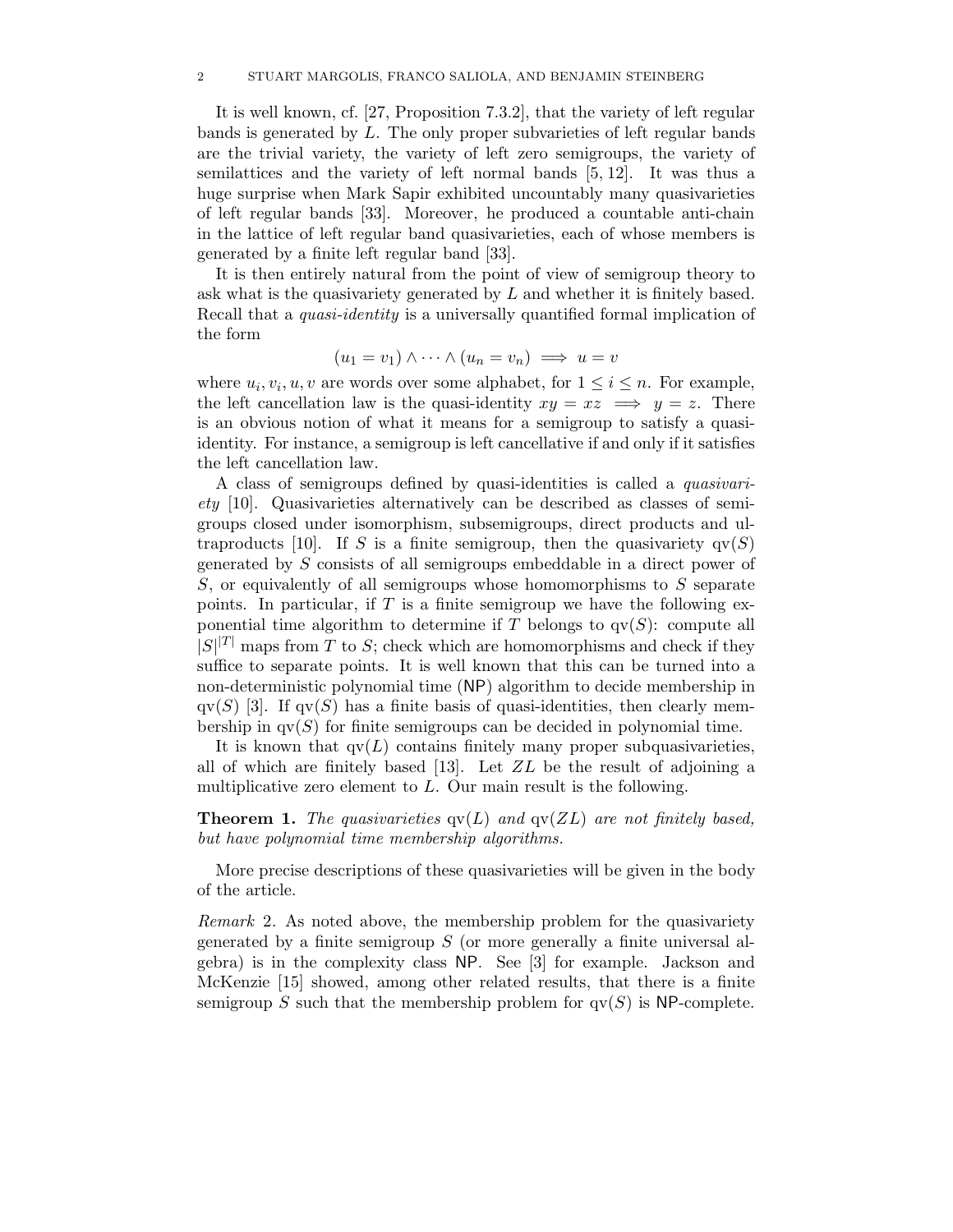It is well known, cf. [27, Proposition 7.3.2], that the variety of left regular bands is generated by $L$. The only proper subvarieties of left regular bands are the trivial variety, the variety of left zero semigroups, the variety of semilattices and the variety of left normal bands [5, 12]. It was thus a huge surprise when Mark Sapir exhibited uncountably many quasivarieties of left regular bands [33]. Moreover, he produced a countable anti-chain in the lattice of left regular band quasivarieties, each of whose members is generated by a finite left regular band [33].

It is then entirely natural from the point of view of semigroup theory to ask what is the quasivariety generated by $L$ and whether it is finitely based. Recall that a *quasi-identity* is a universally quantified formal implication of the form

$$(u_1 = v_1) \wedge \cdots \wedge (u_n = v_n) \implies u = v$$

where $u_i, v_i, u, v$ are words over some alphabet, for $1 \leq i \leq n$. For example, the left cancellation law is the quasi-identity $xy = xz \implies y = z$. There is an obvious notion of what it means for a semigroup to satisfy a quasi-identity. For instance, a semigroup is left cancellative if and only if it satisfies the left cancellation law.

A class of semigroups defined by quasi-identities is called a *quasivariety* [10]. Quasivarieties alternatively can be described as classes of semigroups closed under isomorphism, subsemigroups, direct products and ultraproducts [10]. If $S$ is a finite semigroup, then the quasivariety $\mathrm{qv}(S)$ generated by $S$ consists of all semigroups embeddable in a direct power of $S$, or equivalently of all semigroups whose homomorphisms to $S$ separate points. In particular, if $T$ is a finite semigroup we have the following exponential time algorithm to determine if $T$ belongs to $\mathrm{qv}(S)$: compute all $|S|^{|T|}$ maps from $T$ to $S$; check which are homomorphisms and check if they suffice to separate points. It is well known that this can be turned into a non-deterministic polynomial time (NP) algorithm to decide membership in $\mathrm{qv}(S)$ [3]. If $\mathrm{qv}(S)$ has a finite basis of quasi-identities, then clearly membership in $\mathrm{qv}(S)$ for finite semigroups can be decided in polynomial time.

It is known that $\mathrm{qv}(L)$ contains finitely many proper subquasivarieties, all of which are finitely based [13]. Let $ZL$ be the result of adjoining a multiplicative zero element to $L$. Our main result is the following.

**Theorem 1.** *The quasivarieties* $\mathrm{qv}(L)$ *and* $\mathrm{qv}(ZL)$ *are not finitely based, but have polynomial time membership algorithms.*

More precise descriptions of these quasivarieties will be given in the body of the article.

*Remark* 2. As noted above, the membership problem for the quasivariety generated by a finite semigroup $S$ (or more generally a finite universal algebra) is in the complexity class NP. See [3] for example. Jackson and McKenzie [15] showed, among other related results, that there is a finite semigroup $S$ such that the membership problem for $\mathrm{qv}(S)$ is NP-complete.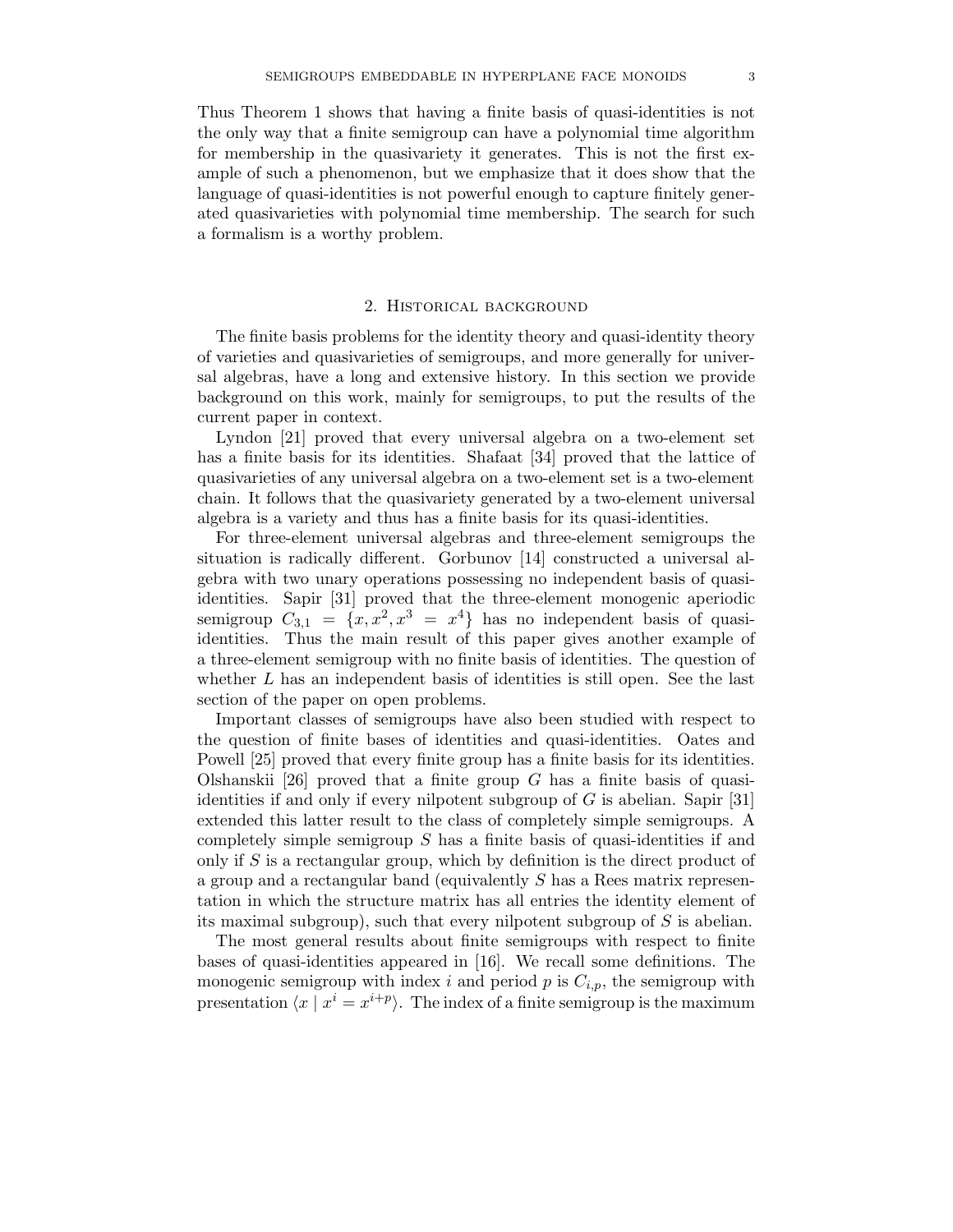Thus Theorem 1 shows that having a finite basis of quasi-identities is not the only way that a finite semigroup can have a polynomial time algorithm for membership in the quasivariety it generates. This is not the first example of such a phenomenon, but we emphasize that it does show that the language of quasi-identities is not powerful enough to capture finitely generated quasivarieties with polynomial time membership. The search for such a formalism is a worthy problem.

## 2. Historical background

The finite basis problems for the identity theory and quasi-identity theory of varieties and quasivarieties of semigroups, and more generally for universal algebras, have a long and extensive history. In this section we provide background on this work, mainly for semigroups, to put the results of the current paper in context.

Lyndon [21] proved that every universal algebra on a two-element set has a finite basis for its identities. Shafaat [34] proved that the lattice of quasivarieties of any universal algebra on a two-element set is a two-element chain. It follows that the quasivariety generated by a two-element universal algebra is a variety and thus has a finite basis for its quasi-identities.

For three-element universal algebras and three-element semigroups the situation is radically different. Gorbunov [14] constructed a universal algebra with two unary operations possessing no independent basis of quasi-identities. Sapir [31] proved that the three-element monogenic aperiodic semigroup $C_{3,1} = \{x, x^2, x^3 = x^4\}$ has no independent basis of quasi-identities. Thus the main result of this paper gives another example of a three-element semigroup with no finite basis of identities. The question of whether $L$ has an independent basis of identities is still open. See the last section of the paper on open problems.

Important classes of semigroups have also been studied with respect to the question of finite bases of identities and quasi-identities. Oates and Powell [25] proved that every finite group has a finite basis for its identities. Olshanskii [26] proved that a finite group $G$ has a finite basis of quasi-identities if and only if every nilpotent subgroup of $G$ is abelian. Sapir [31] extended this latter result to the class of completely simple semigroups. A completely simple semigroup $S$ has a finite basis of quasi-identities if and only if $S$ is a rectangular group, which by definition is the direct product of a group and a rectangular band (equivalently $S$ has a Rees matrix representation in which the structure matrix has all entries the identity element of its maximal subgroup), such that every nilpotent subgroup of $S$ is abelian.

The most general results about finite semigroups with respect to finite bases of quasi-identities appeared in [16]. We recall some definitions. The monogenic semigroup with index $i$ and period $p$ is $C_{i,p}$, the semigroup with presentation $\langle x \mid x^i = x^{i+p} \rangle$. The index of a finite semigroup is the maximum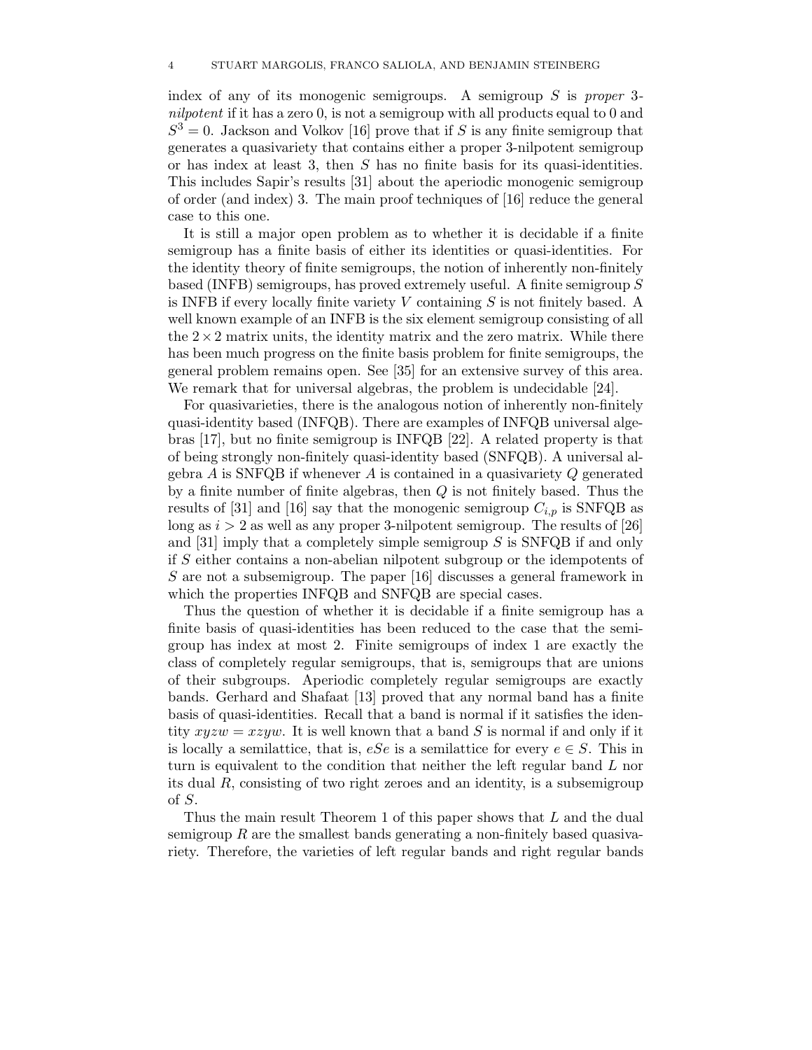index of any of its monogenic semigroups. A semigroup $S$ is *proper* 3-*nilpotent* if it has a zero 0, is not a semigroup with all products equal to 0 and $S^3 = 0$. Jackson and Volkov [16] prove that if $S$ is any finite semigroup that generates a quasivariety that contains either a proper 3-nilpotent semigroup or has index at least 3, then $S$ has no finite basis for its quasi-identities. This includes Sapir's results [31] about the aperiodic monogenic semigroup of order (and index) 3. The main proof techniques of [16] reduce the general case to this one.

It is still a major open problem as to whether it is decidable if a finite semigroup has a finite basis of either its identities or quasi-identities. For the identity theory of finite semigroups, the notion of inherently non-finitely based (INFB) semigroups, has proved extremely useful. A finite semigroup $S$ is INFB if every locally finite variety $V$ containing $S$ is not finitely based. A well known example of an INFB is the six element semigroup consisting of all the $2 \times 2$ matrix units, the identity matrix and the zero matrix. While there has been much progress on the finite basis problem for finite semigroups, the general problem remains open. See [35] for an extensive survey of this area. We remark that for universal algebras, the problem is undecidable [24].

For quasivarieties, there is the analogous notion of inherently non-finitely quasi-identity based (INFQB). There are examples of INFQB universal algebras [17], but no finite semigroup is INFQB [22]. A related property is that of being strongly non-finitely quasi-identity based (SNFQB). A universal algebra $A$ is SNFQB if whenever $A$ is contained in a quasivariety $Q$ generated by a finite number of finite algebras, then $Q$ is not finitely based. Thus the results of [31] and [16] say that the monogenic semigroup $C_{i,p}$ is SNFQB as long as $i > 2$ as well as any proper 3-nilpotent semigroup. The results of [26] and [31] imply that a completely simple semigroup $S$ is SNFQB if and only if $S$ either contains a non-abelian nilpotent subgroup or the idempotents of $S$ are not a subsemigroup. The paper [16] discusses a general framework in which the properties INFQB and SNFQB are special cases.

Thus the question of whether it is decidable if a finite semigroup has a finite basis of quasi-identities has been reduced to the case that the semigroup has index at most 2. Finite semigroups of index 1 are exactly the class of completely regular semigroups, that is, semigroups that are unions of their subgroups. Aperiodic completely regular semigroups are exactly bands. Gerhard and Shafaat [13] proved that any normal band has a finite basis of quasi-identities. Recall that a band is normal if it satisfies the identity $xyzw = xzyw$. It is well known that a band $S$ is normal if and only if it is locally a semilattice, that is, $eSe$ is a semilattice for every $e \in S$. This in turn is equivalent to the condition that neither the left regular band $L$ nor its dual $R$, consisting of two right zeroes and an identity, is a subsemigroup of $S$.

Thus the main result Theorem 1 of this paper shows that $L$ and the dual semigroup $R$ are the smallest bands generating a non-finitely based quasivariety. Therefore, the varieties of left regular bands and right regular bands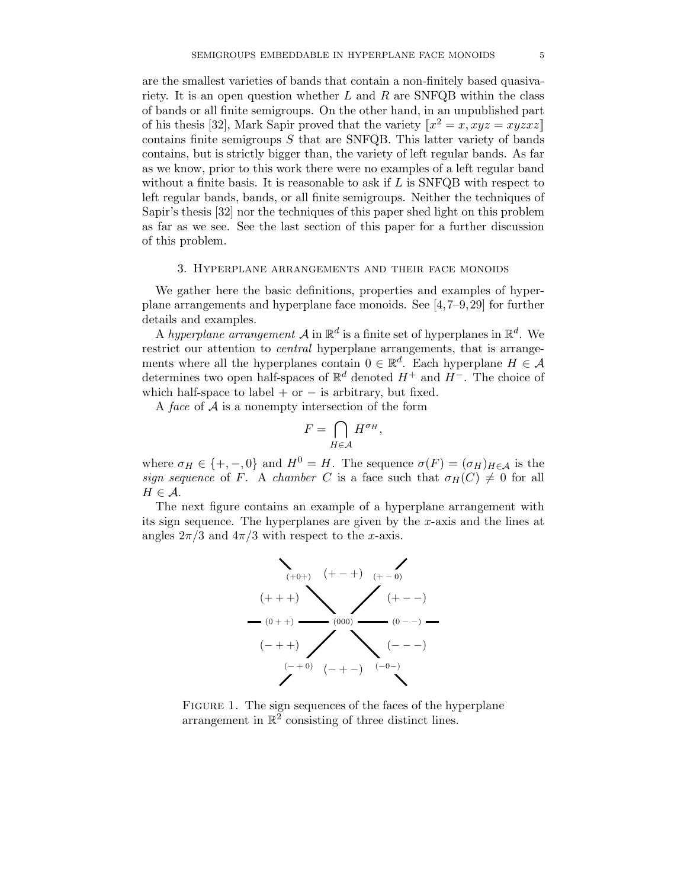are the smallest varieties of bands that contain a non-finitely based quasivariety. It is an open question whether $L$ and $R$ are SNFQB within the class of bands or all finite semigroups. On the other hand, in an unpublished part of his thesis [32], Mark Sapir proved that the variety $[\![x^2 = x, xyz = xyzxz]\!]$ contains finite semigroups $S$ that are SNFQB. This latter variety of bands contains, but is strictly bigger than, the variety of left regular bands. As far as we know, prior to this work there were no examples of a left regular band without a finite basis. It is reasonable to ask if $L$ is SNFQB with respect to left regular bands, bands, or all finite semigroups. Neither the techniques of Sapir's thesis [32] nor the techniques of this paper shed light on this problem as far as we see. See the last section of this paper for a further discussion of this problem.

## 3. Hyperplane arrangements and their face monoids

We gather here the basic definitions, properties and examples of hyperplane arrangements and hyperplane face monoids. See [4, 7–9, 29] for further details and examples.

A *hyperplane arrangement* $\mathcal{A}$ in $\mathbb{R}^d$ is a finite set of hyperplanes in $\mathbb{R}^d$. We restrict our attention to *central* hyperplane arrangements, that is arrangements where all the hyperplanes contain $0 \in \mathbb{R}^d$. Each hyperplane $H \in \mathcal{A}$ determines two open half-spaces of $\mathbb{R}^d$ denoted $H^+$ and $H^-$. The choice of which half-space to label $+$ or $-$ is arbitrary, but fixed.

A *face* of $\mathcal{A}$ is a nonempty intersection of the form

$$F = \bigcap_{H \in \mathcal{A}} H^{\sigma_H},$$

where $\sigma_H \in \{+, -, 0\}$ and $H^0 = H$. The sequence $\sigma(F) = (\sigma_H)_{H \in \mathcal{A}}$ is the *sign sequence* of $F$. A *chamber* $C$ is a face such that $\sigma_H(C) \neq 0$ for all $H \in \mathcal{A}$.

The next figure contains an example of a hyperplane arrangement with its sign sequence. The hyperplanes are given by the $x$-axis and the lines at angles $2\pi/3$ and $4\pi/3$ with respect to the $x$-axis.

Figure 1. The sign sequences of the faces of the hyperplane arrangement in $\mathbb{R}^2$ consisting of three distinct lines.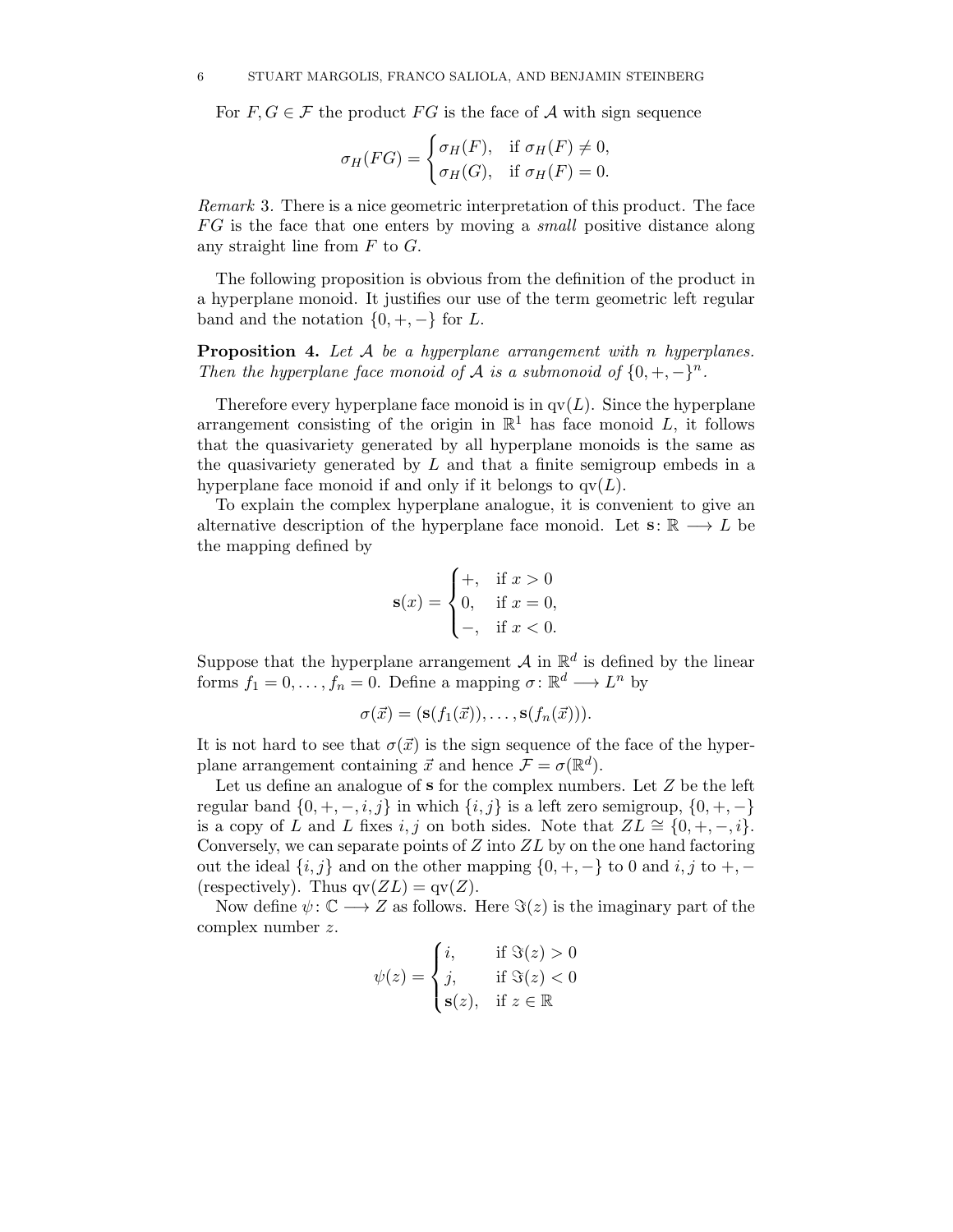For $F, G \in \mathcal{F}$ the product $FG$ is the face of $\mathcal{A}$ with sign sequence

$$\sigma_H(FG) = \begin{cases} \sigma_H(F), & \text{if } \sigma_H(F) \neq 0, \\ \sigma_H(G), & \text{if } \sigma_H(F) = 0. \end{cases}$$

*Remark* 3. There is a nice geometric interpretation of this product. The face $FG$ is the face that one enters by moving a *small* positive distance along any straight line from $F$ to $G$.

The following proposition is obvious from the definition of the product in a hyperplane monoid. It justifies our use of the term geometric left regular band and the notation $\{0, +, -\}$ for $L$.

**Proposition 4.** *Let $\mathcal{A}$ be a hyperplane arrangement with $n$ hyperplanes. Then the hyperplane face monoid of $\mathcal{A}$ is a submonoid of $\{0, +, -\}^n$.*

Therefore every hyperplane face monoid is in $\mathrm{qv}(L)$. Since the hyperplane arrangement consisting of the origin in $\mathbb{R}^1$ has face monoid $L$, it follows that the quasivariety generated by all hyperplane monoids is the same as the quasivariety generated by $L$ and that a finite semigroup embeds in a hyperplane face monoid if and only if it belongs to $\mathrm{qv}(L)$.

To explain the complex hyperplane analogue, it is convenient to give an alternative description of the hyperplane face monoid. Let $\mathbf{s}\colon \mathbb{R} \longrightarrow L$ be the mapping defined by

$$\mathbf{s}(x) = \begin{cases} +, & \text{if } x > 0 \\ 0, & \text{if } x = 0, \\ -, & \text{if } x < 0. \end{cases}$$

Suppose that the hyperplane arrangement $\mathcal{A}$ in $\mathbb{R}^d$ is defined by the linear forms $f_1 = 0, \ldots, f_n = 0$. Define a mapping $\sigma\colon \mathbb{R}^d \longrightarrow L^n$ by

$$\sigma(\vec{x}) = (\mathbf{s}(f_1(\vec{x})), \ldots, \mathbf{s}(f_n(\vec{x}))).$$

It is not hard to see that $\sigma(\vec{x})$ is the sign sequence of the face of the hyperplane arrangement containing $\vec{x}$ and hence $\mathcal{F} = \sigma(\mathbb{R}^d)$.

Let us define an analogue of $\mathbf{s}$ for the complex numbers. Let $Z$ be the left regular band $\{0, +, -, i, j\}$ in which $\{i, j\}$ is a left zero semigroup, $\{0, +, -\}$ is a copy of $L$ and $L$ fixes $i, j$ on both sides. Note that $ZL \cong \{0, +, -, i\}$. Conversely, we can separate points of $Z$ into $ZL$ by on the one hand factoring out the ideal $\{i, j\}$ and on the other mapping $\{0, +, -\}$ to $0$ and $i, j$ to $+, -$ (respectively). Thus $\mathrm{qv}(ZL) = \mathrm{qv}(Z)$.

Now define $\psi\colon \mathbb{C} \longrightarrow Z$ as follows. Here $\Im(z)$ is the imaginary part of the complex number $z$.

$$\psi(z) = \begin{cases} i, & \text{if } \Im(z) > 0 \\ j, & \text{if } \Im(z) < 0 \\ \mathbf{s}(z), & \text{if } z \in \mathbb{R} \end{cases}$$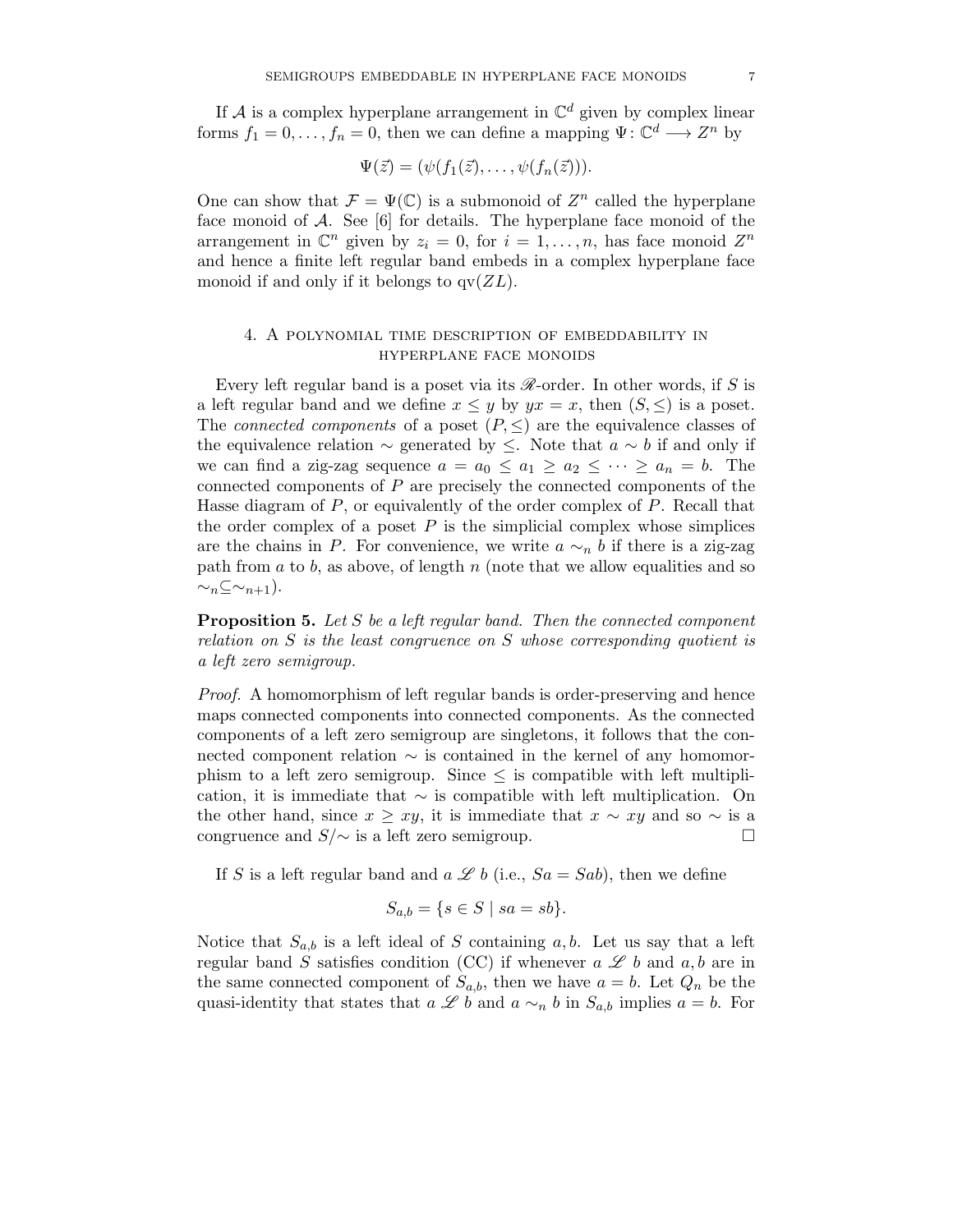If $\mathcal{A}$ is a complex hyperplane arrangement in $\mathbb{C}^d$ given by complex linear forms $f_1 = 0, \ldots, f_n = 0$, then we can define a mapping $\Psi\colon \mathbb{C}^d \longrightarrow Z^n$ by

$$\Psi(\vec{z}) = (\psi(f_1(\vec{z}), \ldots, \psi(f_n(\vec{z}))).$$

One can show that $\mathcal{F} = \Psi(\mathbb{C})$ is a submonoid of $Z^n$ called the hyperplane face monoid of $\mathcal{A}$. See [6] for details. The hyperplane face monoid of the arrangement in $\mathbb{C}^n$ given by $z_i = 0$, for $i = 1, \ldots, n$, has face monoid $Z^n$ and hence a finite left regular band embeds in a complex hyperplane face monoid if and only if it belongs to $\mathrm{qv}(ZL)$.

## 4. A polynomial time description of embeddability in hyperplane face monoids

Every left regular band is a poset via its $\mathscr{R}$-order. In other words, if $S$ is a left regular band and we define $x \leq y$ by $yx = x$, then $(S, \leq)$ is a poset. The *connected components* of a poset $(P, \leq)$ are the equivalence classes of the equivalence relation $\sim$ generated by $\leq$. Note that $a \sim b$ if and only if we can find a zig-zag sequence $a = a_0 \leq a_1 \geq a_2 \leq \cdots \geq a_n = b$. The connected components of $P$ are precisely the connected components of the Hasse diagram of $P$, or equivalently of the order complex of $P$. Recall that the order complex of a poset $P$ is the simplicial complex whose simplices are the chains in $P$. For convenience, we write $a \sim_n b$ if there is a zig-zag path from $a$ to $b$, as above, of length $n$ (note that we allow equalities and so $\sim_n \subseteq \sim_{n+1}$).

**Proposition 5.** *Let $S$ be a left regular band. Then the connected component relation on $S$ is the least congruence on $S$ whose corresponding quotient is a left zero semigroup.*

*Proof.* A homomorphism of left regular bands is order-preserving and hence maps connected components into connected components. As the connected components of a left zero semigroup are singletons, it follows that the connected component relation $\sim$ is contained in the kernel of any homomorphism to a left zero semigroup. Since $\leq$ is compatible with left multiplication, it is immediate that $\sim$ is compatible with left multiplication. On the other hand, since $x \geq xy$, it is immediate that $x \sim xy$ and so $\sim$ is a congruence and $S/\sim$ is a left zero semigroup. $\square$

If $S$ is a left regular band and $a \mathrel{\mathscr{L}} b$ (i.e., $Sa = Sab$), then we define

$$S_{a,b} = \{s \in S \mid sa = sb\}.$$

Notice that $S_{a,b}$ is a left ideal of $S$ containing $a, b$. Let us say that a left regular band $S$ satisfies condition (CC) if whenever $a \mathrel{\mathscr{L}} b$ and $a, b$ are in the same connected component of $S_{a,b}$, then we have $a = b$. Let $Q_n$ be the quasi-identity that states that $a \mathrel{\mathscr{L}} b$ and $a \sim_n b$ in $S_{a,b}$ implies $a = b$. For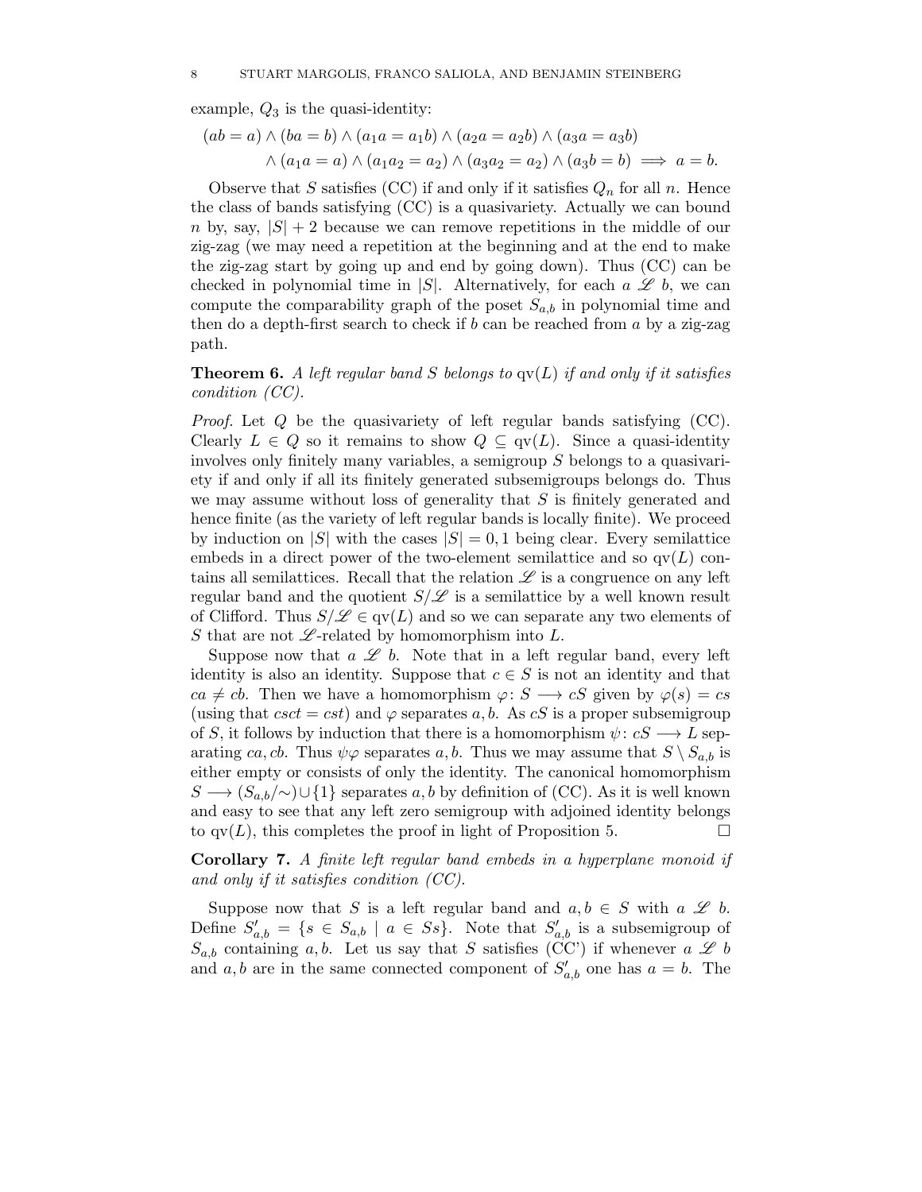example, $Q_3$ is the quasi-identity:

$$(ab = a) \wedge (ba = b) \wedge (a_1 a = a_1 b) \wedge (a_2 a = a_2 b) \wedge (a_3 a = a_3 b)$$
$$\wedge (a_1 a = a) \wedge (a_1 a_2 = a_2) \wedge (a_3 a_2 = a_2) \wedge (a_3 b = b) \implies a = b.$$

Observe that $S$ satisfies (CC) if and only if it satisfies $Q_n$ for all $n$. Hence the class of bands satisfying (CC) is a quasivariety. Actually we can bound $n$ by, say, $|S| + 2$ because we can remove repetitions in the middle of our zig-zag (we may need a repetition at the beginning and at the end to make the zig-zag start by going up and end by going down). Thus (CC) can be checked in polynomial time in $|S|$. Alternatively, for each $a \mathrel{\mathscr{L}} b$, we can compute the comparability graph of the poset $S_{a,b}$ in polynomial time and then do a depth-first search to check if $b$ can be reached from $a$ by a zig-zag path.

**Theorem 6.** *A left regular band $S$ belongs to $\mathrm{qv}(L)$ if and only if it satisfies condition (CC).*

*Proof.* Let $Q$ be the quasivariety of left regular bands satisfying (CC). Clearly $L \in Q$ so it remains to show $Q \subseteq \mathrm{qv}(L)$. Since a quasi-identity involves only finitely many variables, a semigroup $S$ belongs to a quasivariety if and only if all its finitely generated subsemigroups belongs do. Thus we may assume without loss of generality that $S$ is finitely generated and hence finite (as the variety of left regular bands is locally finite). We proceed by induction on $|S|$ with the cases $|S| = 0, 1$ being clear. Every semilattice embeds in a direct power of the two-element semilattice and so $\mathrm{qv}(L)$ contains all semilattices. Recall that the relation $\mathscr{L}$ is a congruence on any left regular band and the quotient $S/\mathscr{L}$ is a semilattice by a well known result of Clifford. Thus $S/\mathscr{L} \in \mathrm{qv}(L)$ and so we can separate any two elements of $S$ that are not $\mathscr{L}$-related by homomorphism into $L$.

Suppose now that $a \mathrel{\mathscr{L}} b$. Note that in a left regular band, every left identity is also an identity. Suppose that $c \in S$ is not an identity and that $ca \neq cb$. Then we have a homomorphism $\varphi \colon S \longrightarrow cS$ given by $\varphi(s) = cs$ (using that $csct = cst$) and $\varphi$ separates $a, b$. As $cS$ is a proper subsemigroup of $S$, it follows by induction that there is a homomorphism $\psi \colon cS \longrightarrow L$ separating $ca, cb$. Thus $\psi\varphi$ separates $a, b$. Thus we may assume that $S \setminus S_{a,b}$ is either empty or consists of only the identity. The canonical homomorphism $S \longrightarrow (S_{a,b}/{\sim}) \cup \{1\}$ separates $a, b$ by definition of (CC). As it is well known and easy to see that any left zero semigroup with adjoined identity belongs to $\mathrm{qv}(L)$, this completes the proof in light of Proposition 5. $\square$

**Corollary 7.** *A finite left regular band embeds in a hyperplane monoid if and only if it satisfies condition (CC).*

Suppose now that $S$ is a left regular band and $a, b \in S$ with $a \mathrel{\mathscr{L}} b$. Define $S'_{a,b} = \{s \in S_{a,b} \mid a \in Ss\}$. Note that $S'_{a,b}$ is a subsemigroup of $S_{a,b}$ containing $a, b$. Let us say that $S$ satisfies (CC') if whenever $a \mathrel{\mathscr{L}} b$ and $a, b$ are in the same connected component of $S'_{a,b}$ one has $a = b$. The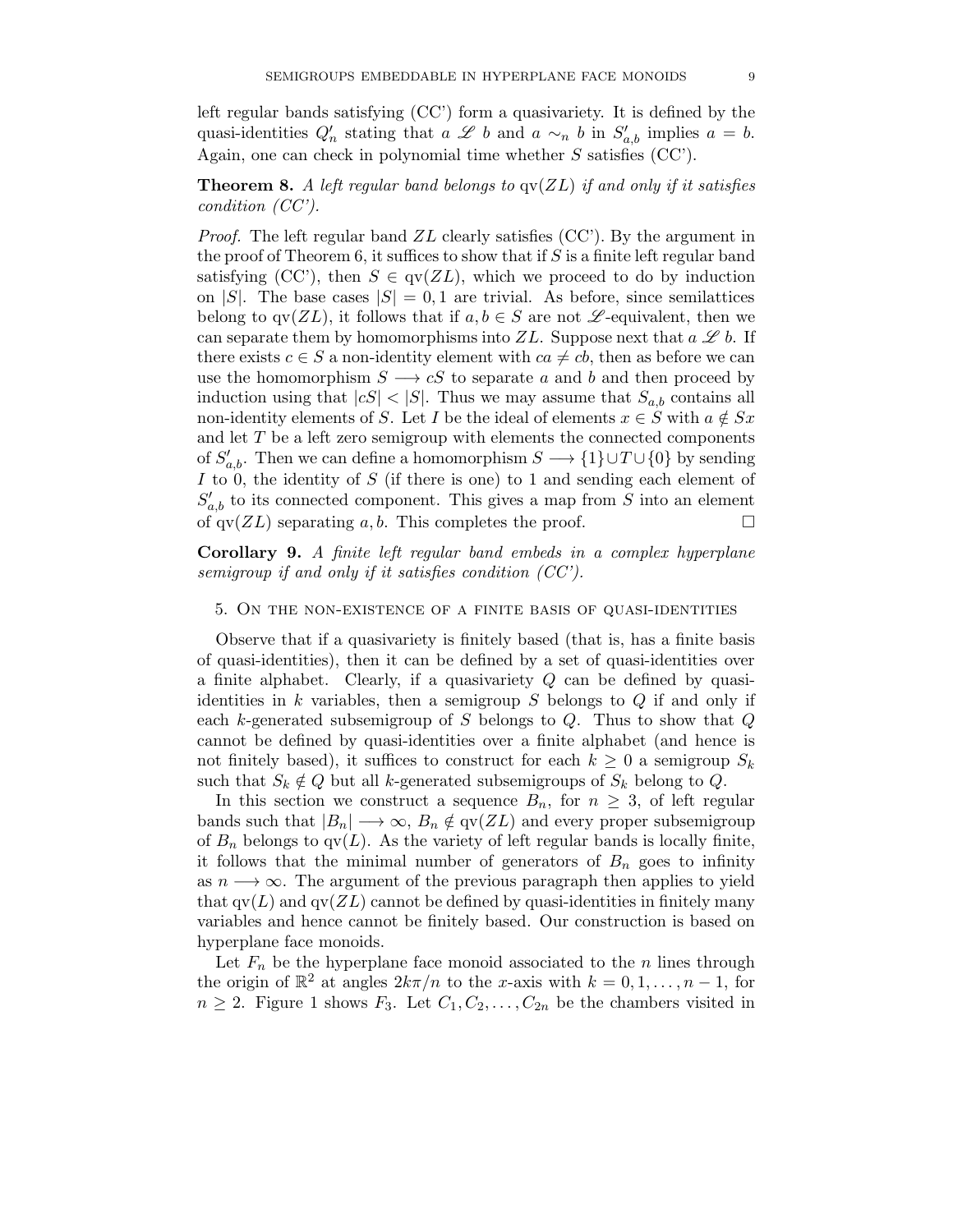left regular bands satisfying (CC') form a quasivariety. It is defined by the quasi-identities $Q_n'$ stating that $a \mathscr{L} b$ and $a \sim_n b$ in $S'_{a,b}$ implies $a = b$. Again, one can check in polynomial time whether $S$ satisfies (CC').

**Theorem 8.** *A left regular band belongs to* $\mathrm{qv}(ZL)$ *if and only if it satisfies condition (CC').*

*Proof.* The left regular band $ZL$ clearly satisfies (CC'). By the argument in the proof of Theorem 6, it suffices to show that if $S$ is a finite left regular band satisfying (CC'), then $S \in \mathrm{qv}(ZL)$, which we proceed to do by induction on $|S|$. The base cases $|S| = 0, 1$ are trivial. As before, since semilattices belong to $\mathrm{qv}(ZL)$, it follows that if $a, b \in S$ are not $\mathscr{L}$-equivalent, then we can separate them by homomorphisms into $ZL$. Suppose next that $a \mathscr{L} b$. If there exists $c \in S$ a non-identity element with $ca \neq cb$, then as before we can use the homomorphism $S \longrightarrow cS$ to separate $a$ and $b$ and then proceed by induction using that $|cS| < |S|$. Thus we may assume that $S_{a,b}$ contains all non-identity elements of $S$. Let $I$ be the ideal of elements $x \in S$ with $a \notin Sx$ and let $T$ be a left zero semigroup with elements the connected components of $S'_{a,b}$. Then we can define a homomorphism $S \longrightarrow \{1\} \cup T \cup \{0\}$ by sending $I$ to 0, the identity of $S$ (if there is one) to 1 and sending each element of $S'_{a,b}$ to its connected component. This gives a map from $S$ into an element of $\mathrm{qv}(ZL)$ separating $a, b$. This completes the proof. $\square$

**Corollary 9.** *A finite left regular band embeds in a complex hyperplane semigroup if and only if it satisfies condition (CC').*

## 5. On the non-existence of a finite basis of quasi-identities

Observe that if a quasivariety is finitely based (that is, has a finite basis of quasi-identities), then it can be defined by a set of quasi-identities over a finite alphabet. Clearly, if a quasivariety $Q$ can be defined by quasi-identities in $k$ variables, then a semigroup $S$ belongs to $Q$ if and only if each $k$-generated subsemigroup of $S$ belongs to $Q$. Thus to show that $Q$ cannot be defined by quasi-identities over a finite alphabet (and hence is not finitely based), it suffices to construct for each $k \geq 0$ a semigroup $S_k$ such that $S_k \notin Q$ but all $k$-generated subsemigroups of $S_k$ belong to $Q$.

In this section we construct a sequence $B_n$, for $n \geq 3$, of left regular bands such that $|B_n| \longrightarrow \infty$, $B_n \notin \mathrm{qv}(ZL)$ and every proper subsemigroup of $B_n$ belongs to $\mathrm{qv}(L)$. As the variety of left regular bands is locally finite, it follows that the minimal number of generators of $B_n$ goes to infinity as $n \longrightarrow \infty$. The argument of the previous paragraph then applies to yield that $\mathrm{qv}(L)$ and $\mathrm{qv}(ZL)$ cannot be defined by quasi-identities in finitely many variables and hence cannot be finitely based. Our construction is based on hyperplane face monoids.

Let $F_n$ be the hyperplane face monoid associated to the $n$ lines through the origin of $\mathbb{R}^2$ at angles $2k\pi/n$ to the $x$-axis with $k = 0, 1, \ldots, n-1$, for $n \geq 2$. Figure 1 shows $F_3$. Let $C_1, C_2, \ldots, C_{2n}$ be the chambers visited in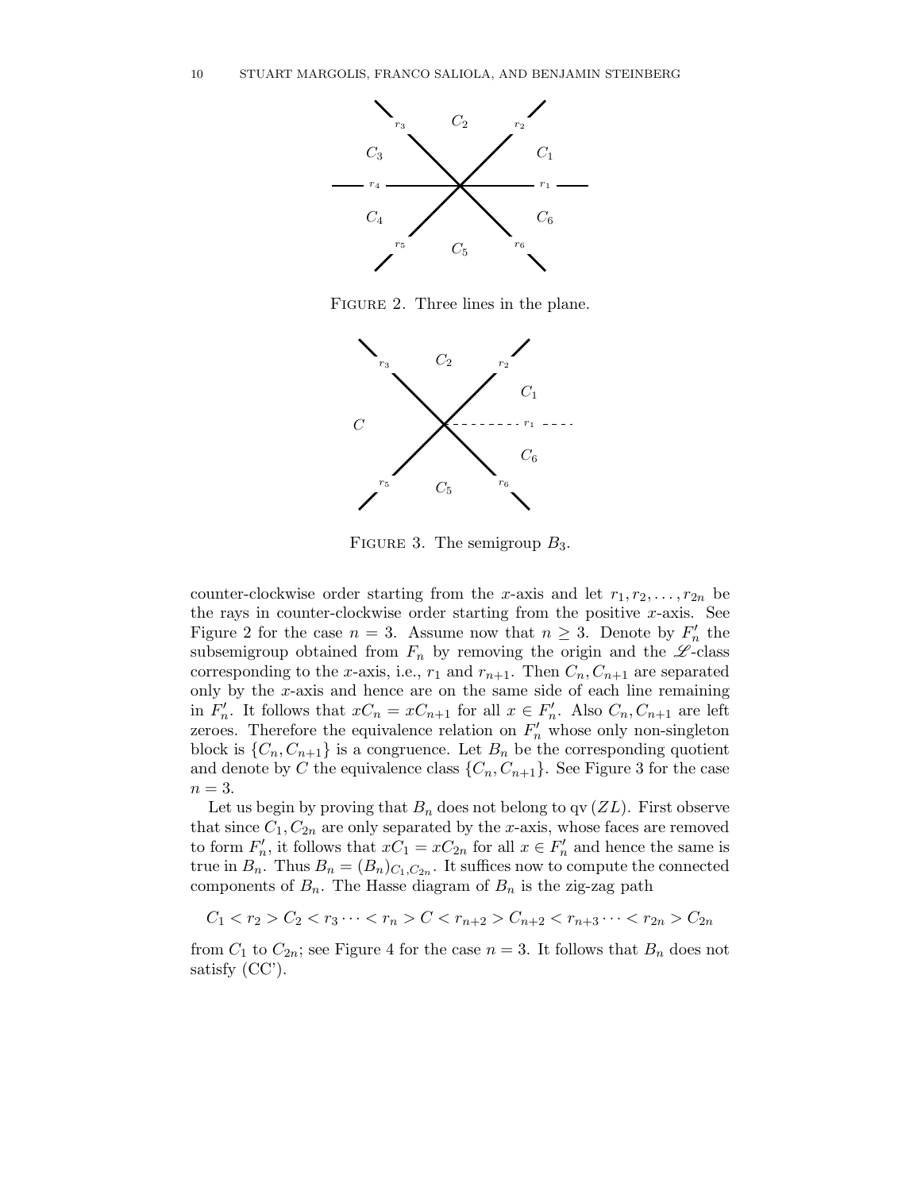FIGURE 2. Three lines in the plane.

FIGURE 3. The semigroup $B_3$.

counter-clockwise order starting from the $x$-axis and let $r_1, r_2, \ldots, r_{2n}$ be the rays in counter-clockwise order starting from the positive $x$-axis. See Figure 2 for the case $n = 3$. Assume now that $n \geq 3$. Denote by $F'_n$ the subsemigroup obtained from $F_n$ by removing the origin and the $\mathscr{L}$-class corresponding to the $x$-axis, i.e., $r_1$ and $r_{n+1}$. Then $C_n, C_{n+1}$ are separated only by the $x$-axis and hence are on the same side of each line remaining in $F'_n$. It follows that $xC_n = xC_{n+1}$ for all $x \in F'_n$. Also $C_n, C_{n+1}$ are left zeroes. Therefore the equivalence relation on $F'_n$ whose only non-singleton block is $\{C_n, C_{n+1}\}$ is a congruence. Let $B_n$ be the corresponding quotient and denote by $C$ the equivalence class $\{C_n, C_{n+1}\}$. See Figure 3 for the case $n = 3$.

Let us begin by proving that $B_n$ does not belong to $\mathrm{qv}\,(ZL)$. First observe that since $C_1, C_{2n}$ are only separated by the $x$-axis, whose faces are removed to form $F'_n$, it follows that $xC_1 = xC_{2n}$ for all $x \in F'_n$ and hence the same is true in $B_n$. Thus $B_n = (B_n)_{C_1, C_{2n}}$. It suffices now to compute the connected components of $B_n$. The Hasse diagram of $B_n$ is the zig-zag path

$$C_1 < r_2 > C_2 < r_3 \cdots < r_n > C < r_{n+2} > C_{n+2} < r_{n+3} \cdots < r_{2n} > C_{2n}$$

from $C_1$ to $C_{2n}$; see Figure 4 for the case $n = 3$. It follows that $B_n$ does not satisfy (CC').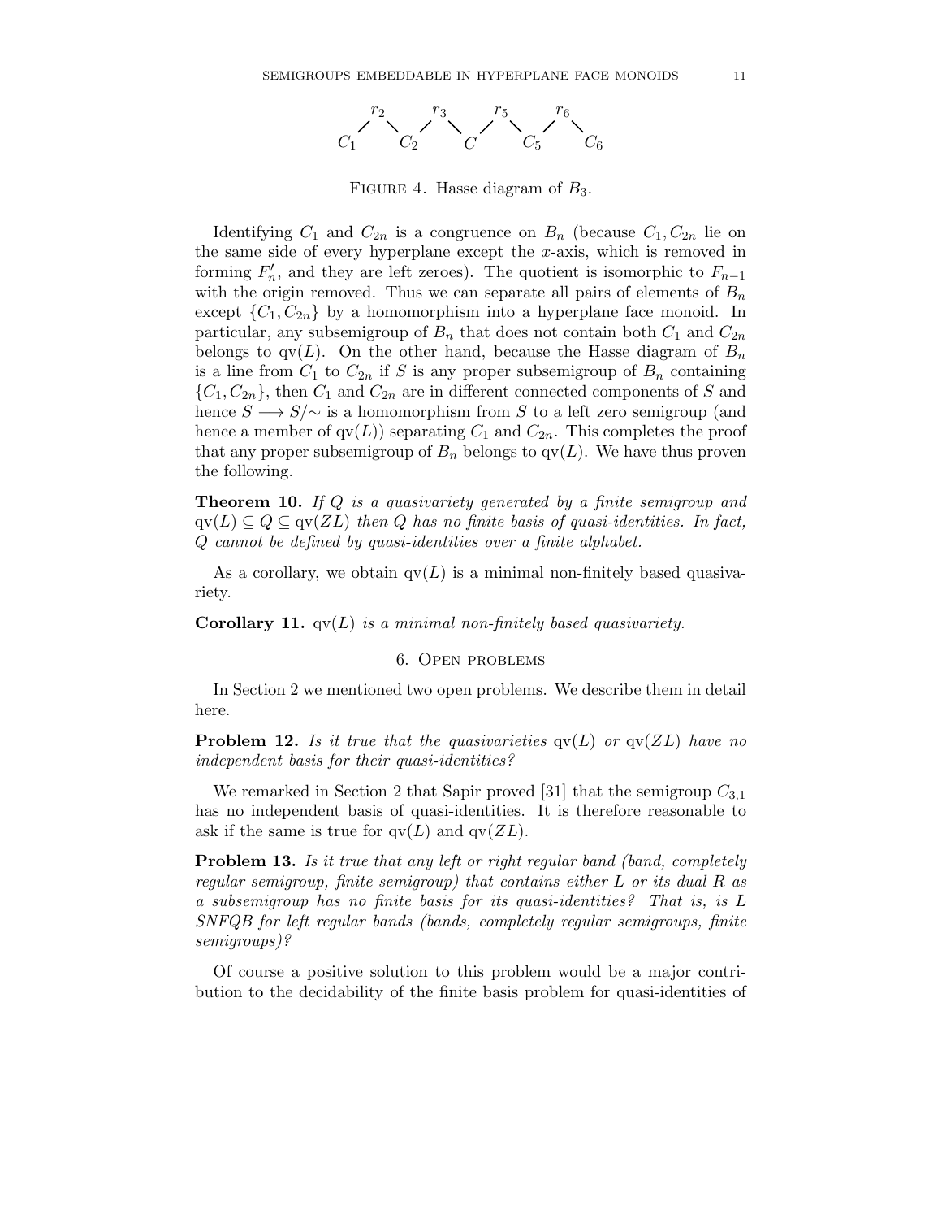$$
\begin{array}{ccccccccccc}
 & r_2 & & r_3 & & r_5 & & r_6 & \\
 / & & \backslash\ / & & \backslash\ / & & \backslash\ / & & \backslash \\
C_1 & & C_2 & & C & & C_5 & & C_6
\end{array}
$$

Figure 4. Hasse diagram of $B_3$.

Identifying $C_1$ and $C_{2n}$ is a congruence on $B_n$ (because $C_1, C_{2n}$ lie on the same side of every hyperplane except the $x$-axis, which is removed in forming $F'_n$, and they are left zeroes). The quotient is isomorphic to $F_{n-1}$ with the origin removed. Thus we can separate all pairs of elements of $B_n$ except $\{C_1, C_{2n}\}$ by a homomorphism into a hyperplane face monoid. In particular, any subsemigroup of $B_n$ that does not contain both $C_1$ and $C_{2n}$ belongs to $\mathrm{qv}(L)$. On the other hand, because the Hasse diagram of $B_n$ is a line from $C_1$ to $C_{2n}$ if $S$ is any proper subsemigroup of $B_n$ containing $\{C_1, C_{2n}\}$, then $C_1$ and $C_{2n}$ are in different connected components of $S$ and hence $S \longrightarrow S/{\sim}$ is a homomorphism from $S$ to a left zero semigroup (and hence a member of $\mathrm{qv}(L)$) separating $C_1$ and $C_{2n}$. This completes the proof that any proper subsemigroup of $B_n$ belongs to $\mathrm{qv}(L)$. We have thus proven the following.

**Theorem 10.** *If $Q$ is a quasivariety generated by a finite semigroup and $\mathrm{qv}(L) \subseteq Q \subseteq \mathrm{qv}(ZL)$ then $Q$ has no finite basis of quasi-identities. In fact, $Q$ cannot be defined by quasi-identities over a finite alphabet.*

As a corollary, we obtain $\mathrm{qv}(L)$ is a minimal non-finitely based quasivariety.

**Corollary 11.** *$\mathrm{qv}(L)$ is a minimal non-finitely based quasivariety.*

## 6. Open problems

In Section 2 we mentioned two open problems. We describe them in detail here.

**Problem 12.** *Is it true that the quasivarieties $\mathrm{qv}(L)$ or $\mathrm{qv}(ZL)$ have no independent basis for their quasi-identities?*

We remarked in Section 2 that Sapir proved [31] that the semigroup $C_{3,1}$ has no independent basis of quasi-identities. It is therefore reasonable to ask if the same is true for $\mathrm{qv}(L)$ and $\mathrm{qv}(ZL)$.

**Problem 13.** *Is it true that any left or right regular band (band, completely regular semigroup, finite semigroup) that contains either $L$ or its dual $R$ as a subsemigroup has no finite basis for its quasi-identities? That is, is $L$ SNFQB for left regular bands (bands, completely regular semigroups, finite semigroups)?*

Of course a positive solution to this problem would be a major contribution to the decidability of the finite basis problem for quasi-identities of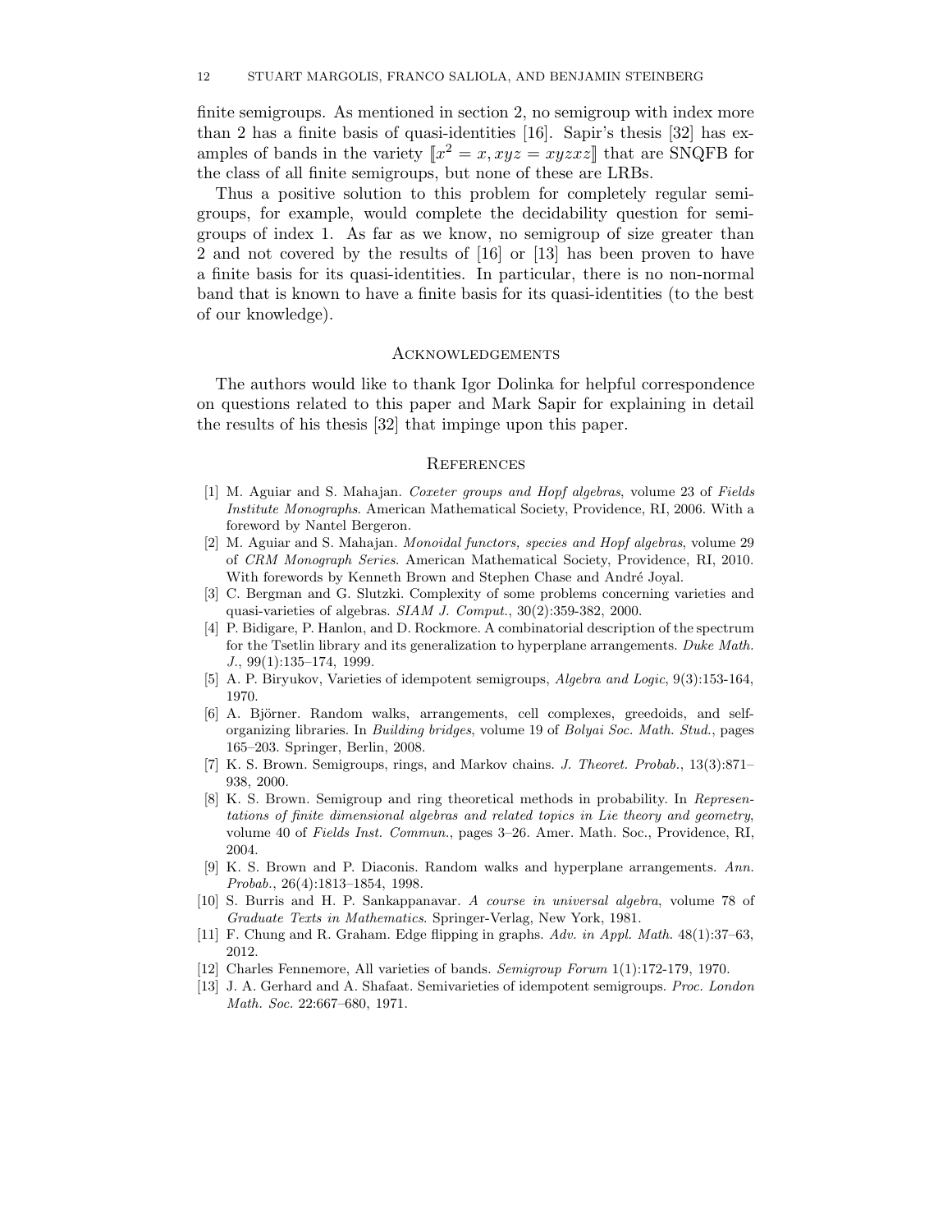finite semigroups. As mentioned in section 2, no semigroup with index more than 2 has a finite basis of quasi-identities [16]. Sapir's thesis [32] has examples of bands in the variety $[\![x^2 = x, xyz = xyzxz]\!]$ that are SNQFB for the class of all finite semigroups, but none of these are LRBs.

Thus a positive solution to this problem for completely regular semigroups, for example, would complete the decidability question for semigroups of index 1. As far as we know, no semigroup of size greater than 2 and not covered by the results of [16] or [13] has been proven to have a finite basis for its quasi-identities. In particular, there is no non-normal band that is known to have a finite basis for its quasi-identities (to the best of our knowledge).

## Acknowledgements

The authors would like to thank Igor Dolinka for helpful correspondence on questions related to this paper and Mark Sapir for explaining in detail the results of his thesis [32] that impinge upon this paper.

## References

- [1] M. Aguiar and S. Mahajan. *Coxeter groups and Hopf algebras*, volume 23 of *Fields Institute Monographs*. American Mathematical Society, Providence, RI, 2006. With a foreword by Nantel Bergeron.
- [2] M. Aguiar and S. Mahajan. *Monoidal functors, species and Hopf algebras*, volume 29 of *CRM Monograph Series*. American Mathematical Society, Providence, RI, 2010. With forewords by Kenneth Brown and Stephen Chase and André Joyal.
- [3] C. Bergman and G. Slutzki. Complexity of some problems concerning varieties and quasi-varieties of algebras. *SIAM J. Comput.*, 30(2):359-382, 2000.
- [4] P. Bidigare, P. Hanlon, and D. Rockmore. A combinatorial description of the spectrum for the Tsetlin library and its generalization to hyperplane arrangements. *Duke Math. J.*, 99(1):135–174, 1999.
- [5] A. P. Biryukov, Varieties of idempotent semigroups, *Algebra and Logic*, 9(3):153-164, 1970.
- [6] A. Björner. Random walks, arrangements, cell complexes, greedoids, and self-organizing libraries. In *Building bridges*, volume 19 of *Bolyai Soc. Math. Stud.*, pages 165–203. Springer, Berlin, 2008.
- [7] K. S. Brown. Semigroups, rings, and Markov chains. *J. Theoret. Probab.*, 13(3):871–938, 2000.
- [8] K. S. Brown. Semigroup and ring theoretical methods in probability. In *Representations of finite dimensional algebras and related topics in Lie theory and geometry*, volume 40 of *Fields Inst. Commun.*, pages 3–26. Amer. Math. Soc., Providence, RI, 2004.
- [9] K. S. Brown and P. Diaconis. Random walks and hyperplane arrangements. *Ann. Probab.*, 26(4):1813–1854, 1998.
- [10] S. Burris and H. P. Sankappanavar. *A course in universal algebra*, volume 78 of *Graduate Texts in Mathematics*. Springer-Verlag, New York, 1981.
- [11] F. Chung and R. Graham. Edge flipping in graphs. *Adv. in Appl. Math.* 48(1):37–63, 2012.
- [12] Charles Fennemore, All varieties of bands. *Semigroup Forum* 1(1):172-179, 1970.
- [13] J. A. Gerhard and A. Shafaat. Semivarieties of idempotent semigroups. *Proc. London Math. Soc.* 22:667–680, 1971.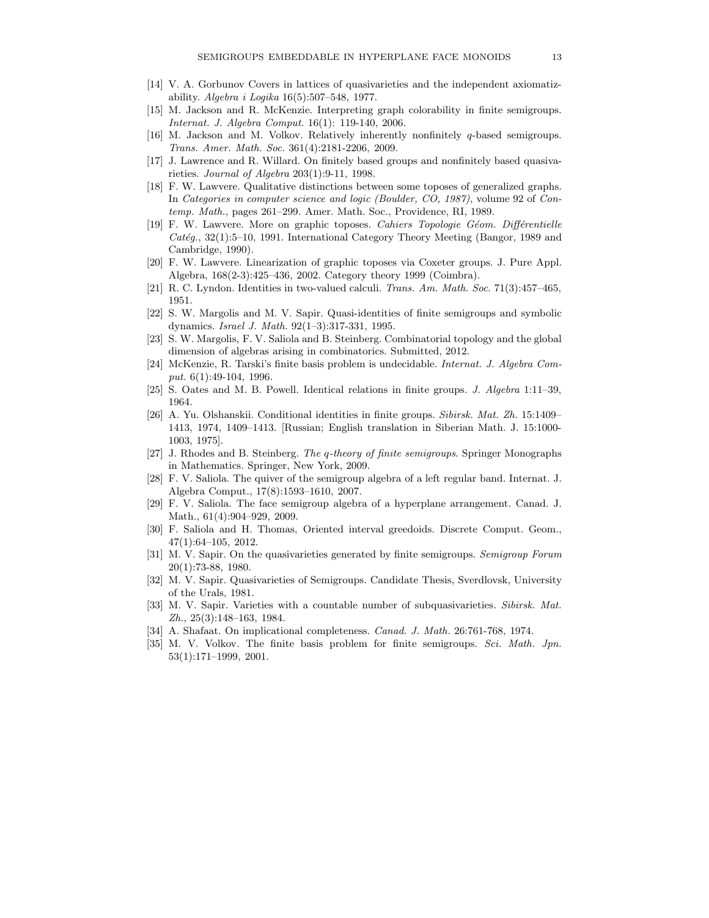[14] V. A. Gorbunov Covers in lattices of quasivarieties and the independent axiomatizability. *Algebra i Logika* 16(5):507–548, 1977.

[15] M. Jackson and R. McKenzie. Interpreting graph colorability in finite semigroups. *Internat. J. Algebra Comput.* 16(1): 119-140, 2006.

[16] M. Jackson and M. Volkov. Relatively inherently nonfinitely $q$-based semigroups. *Trans. Amer. Math. Soc.* 361(4):2181-2206, 2009.

[17] J. Lawrence and R. Willard. On finitely based groups and nonfinitely based quasivarieties. *Journal of Algebra* 203(1):9-11, 1998.

[18] F. W. Lawvere. Qualitative distinctions between some toposes of generalized graphs. In *Categories in computer science and logic (Boulder, CO, 1987)*, volume 92 of *Contemp. Math.*, pages 261–299. Amer. Math. Soc., Providence, RI, 1989.

[19] F. W. Lawvere. More on graphic toposes. *Cahiers Topologie Géom. Différentielle Catég.*, 32(1):5–10, 1991. International Category Theory Meeting (Bangor, 1989 and Cambridge, 1990).

[20] F. W. Lawvere. Linearization of graphic toposes via Coxeter groups. J. Pure Appl. Algebra, 168(2-3):425–436, 2002. Category theory 1999 (Coimbra).

[21] R. C. Lyndon. Identities in two-valued calculi. *Trans. Am. Math. Soc.* 71(3):457–465, 1951.

[22] S. W. Margolis and M. V. Sapir. Quasi-identities of finite semigroups and symbolic dynamics. *Israel J. Math.* 92(1–3):317-331, 1995.

[23] S. W. Margolis, F. V. Saliola and B. Steinberg. Combinatorial topology and the global dimension of algebras arising in combinatorics. Submitted, 2012.

[24] McKenzie, R. Tarski's finite basis problem is undecidable. *Internat. J. Algebra Comput.* 6(1):49-104, 1996.

[25] S. Oates and M. B. Powell. Identical relations in finite groups. *J. Algebra* 1:11–39, 1964.

[26] A. Yu. Olshanskii. Conditional identities in finite groups. *Sibirsk. Mat. Zh.* 15:1409–1413, 1974, 1409–1413. [Russian; English translation in Siberian Math. J. 15:1000-1003, 1975].

[27] J. Rhodes and B. Steinberg. *The q-theory of finite semigroups*. Springer Monographs in Mathematics. Springer, New York, 2009.

[28] F. V. Saliola. The quiver of the semigroup algebra of a left regular band. Internat. J. Algebra Comput., 17(8):1593–1610, 2007.

[29] F. V. Saliola. The face semigroup algebra of a hyperplane arrangement. Canad. J. Math., 61(4):904–929, 2009.

[30] F. Saliola and H. Thomas, Oriented interval greedoids. Discrete Comput. Geom., 47(1):64–105, 2012.

[31] M. V. Sapir. On the quasivarieties generated by finite semigroups. *Semigroup Forum* 20(1):73-88, 1980.

[32] M. V. Sapir. Quasivarieties of Semigroups. Candidate Thesis, Sverdlovsk, University of the Urals, 1981.

[33] M. V. Sapir. Varieties with a countable number of subquasivarieties. *Sibirsk. Mat. Zh.*, 25(3):148–163, 1984.

[34] A. Shafaat. On implicational completeness. *Canad. J. Math.* 26:761-768, 1974.

[35] M. V. Volkov. The finite basis problem for finite semigroups. *Sci. Math. Jpn.* 53(1):171–1999, 2001.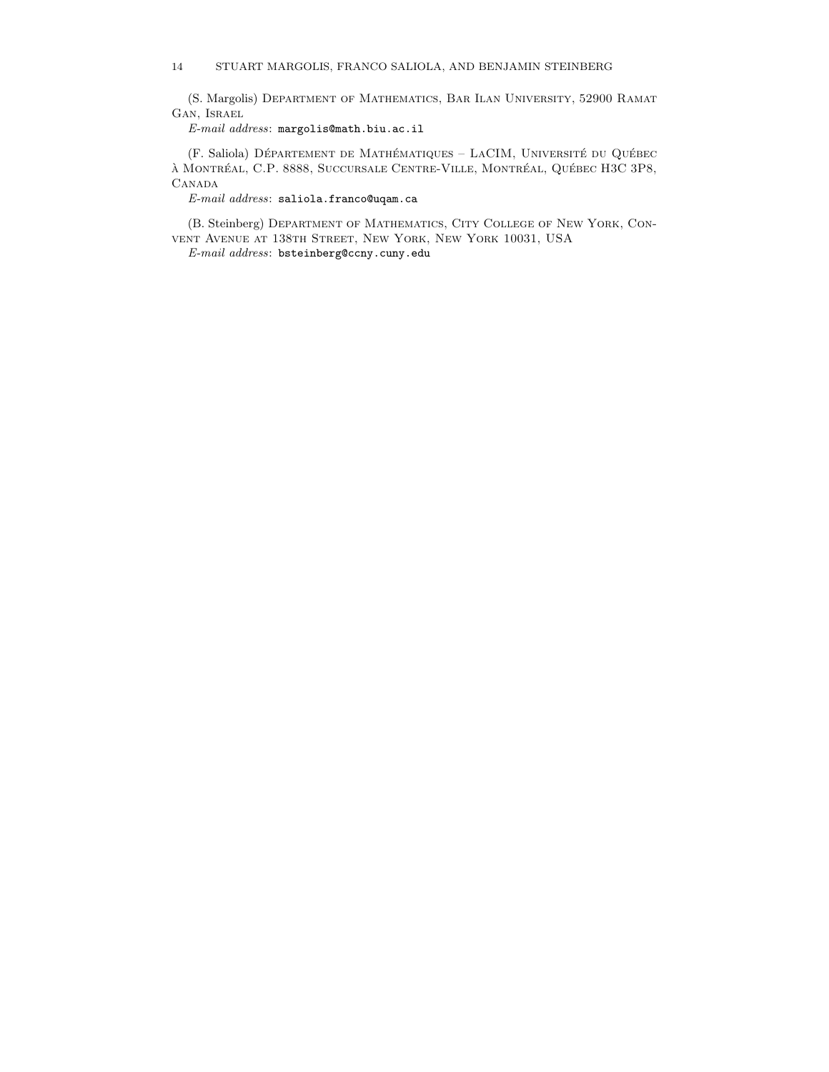(S. Margolis) Department of Mathematics, Bar Ilan University, 52900 Ramat Gan, Israel

*E-mail address*: margolis@math.biu.ac.il

(F. Saliola) Département de Mathématiques – LaCIM, Université du Québec à Montréal, C.P. 8888, Succursale Centre-Ville, Montréal, Québec H3C 3P8, Canada

*E-mail address*: saliola.franco@uqam.ca

(B. Steinberg) Department of Mathematics, City College of New York, Convent Avenue at 138th Street, New York, New York 10031, USA

*E-mail address*: bsteinberg@ccny.cuny.edu